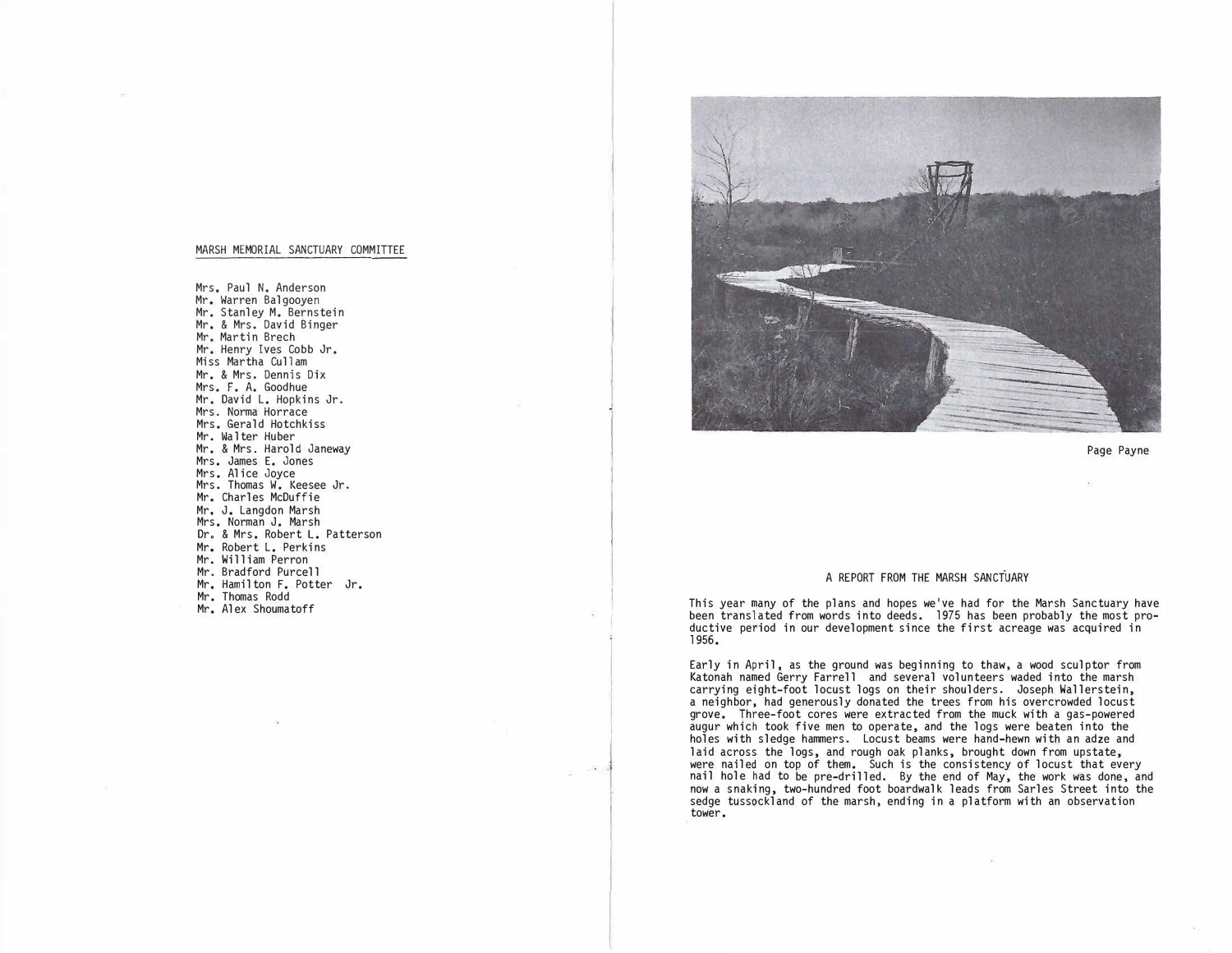## MARSH MEMORIAL SANCTUARY COMMITTEE

Mrs. Paul N. Anderson
Mr. Warren Balgooyen
Mr. Stanley M. Bernstein
Mr. & Mrs. David Binger
Mr. Martin Brech
Mr. Henry Ives Cobb Jr.
Miss Martha Cullam
Mr. & Mrs. Dennis Dix
Mrs. F. A. Goodhue
Mr. David L. Hopkins Jr.
Mrs. Norma Horrace
Mrs. Gerald Hotchkiss
Mr. Walter Huber
Mr. & Mrs. Harold Janeway
Mrs. James E. Jones
Mrs. Alice Joyce
Mrs. Thomas W. Keesee Jr.
Mr. Charles McDuffie
Mr. J. Langdon Marsh
Mrs. Norman J. Marsh
Dr. & Mrs. Robert L. Patterson
Mr. Robert L. Perkins
Mr. William Perron
Mr. Bradford Purcell
Mr. Hamilton F. Potter Jr.
Mr. Thomas Rodd
Mr. Alex Shoumatoff

Page Payne

## A REPORT FROM THE MARSH SANCTUARY

This year many of the plans and hopes we've had for the Marsh Sanctuary have been translated from words into deeds. 1975 has been probably the most productive period in our development since the first acreage was acquired in 1956.

Early in April, as the ground was beginning to thaw, a wood sculptor from Katonah named Gerry Farrell and several volunteers waded into the marsh carrying eight-foot locust logs on their shoulders. Joseph Wallerstein, a neighbor, had generously donated the trees from his overcrowded locust grove. Three-foot cores were extracted from the muck with a gas-powered augur which took five men to operate, and the logs were beaten into the holes with sledge hammers. Locust beams were hand-hewn with an adze and laid across the logs, and rough oak planks, brought down from upstate, were nailed on top of them. Such is the consistency of locust that every nail hole had to be pre-drilled. By the end of May, the work was done, and now a snaking, two-hundred foot boardwalk leads from Sarles Street into the sedge tussockland of the marsh, ending in a platform with an observation tower.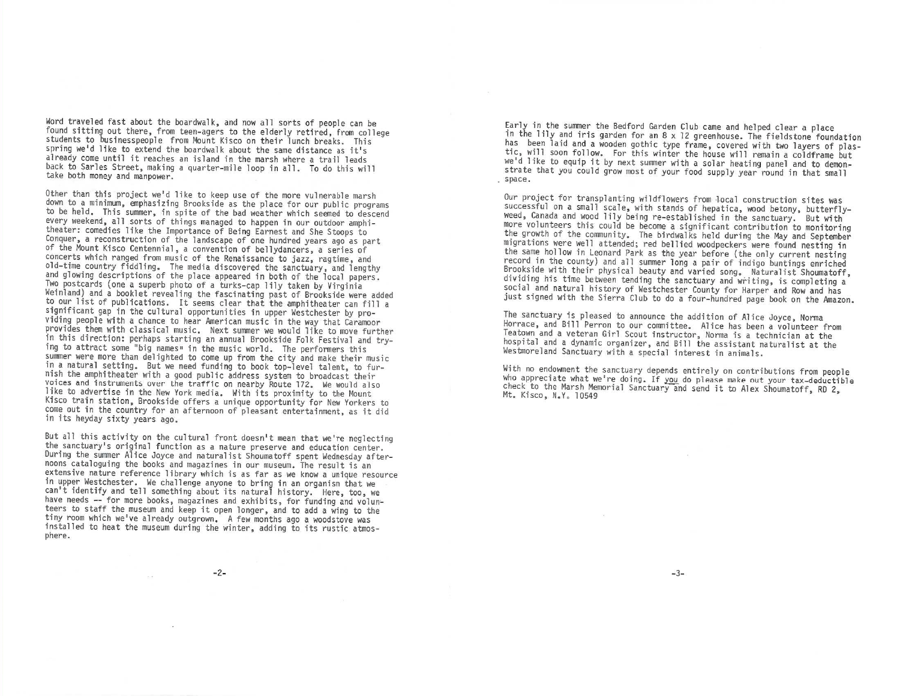Word traveled fast about the boardwalk, and now all sorts of people can be found sitting out there, from teen-agers to the elderly retired, from college students to businesspeople from Mount Kisco on their lunch breaks. This spring we'd like to extend the boardwalk about the same distance as it's already come until it reaches an island in the marsh where a trail leads back to Sarles Street, making a quarter-mile loop in all. To do this will take both money and manpower.

Other than this project we'd like to keep use of the more vulnerable marsh down to a minimum, emphasizing Brookside as the place for our public programs to be held. This summer, in spite of the bad weather which seemed to descend every weekend, all sorts of things managed to happen in our outdoor amphitheater: comedies like the Importance of Being Earnest and She Stoops to Conquer, a reconstruction of the landscape of one hundred years ago as part of the Mount Kisco Centennial, a convention of bellydancers, a series of concerts which ranged from music of the Renaissance to jazz, ragtime, and old-time country fiddling. The media discovered the sanctuary, and lengthy and glowing descriptions of the place appeared in both of the local papers. Two postcards (one a superb photo of a turks-cap lily taken by Virginia Weinland) and a booklet revealing the fascinating past of Brookside were added to our list of publications. It seems clear that the amphitheater can fill a significant gap in the cultural opportunities in upper Westchester by providing people with a chance to hear American music in the way that Caramoor provides them with classical music. Next summer we would like to move further in this direction: perhaps starting an annual Brookside Folk Festival and trying to attract some "big names" in the music world. The performers this summer were more than delighted to come up from the city and make their music in a natural setting. But we need funding to book top-level talent, to furnish the amphitheater with a good public address system to broadcast their voices and instruments over the traffic on nearby Route 172. We would also like to advertise in the New York media. With its proximity to the Mount Kisco train station, Brookside offers a unique opportunity for New Yorkers to come out in the country for an afternoon of pleasant entertainment, as it did in its heyday sixty years ago.

But all this activity on the cultural front doesn't mean that we're neglecting the sanctuary's original function as a nature preserve and education center. During the summer Alice Joyce and naturalist Shoumatoff spent Wednesday afternoons cataloguing the books and magazines in our museum. The result is an extensive nature reference library which is as far as we know a unique resource in upper Westchester. We challenge anyone to bring in an organism that we can't identify and tell something about its natural history. Here, too, we have needs -- for more books, magazines and exhibits, for funding and volunteers to staff the museum and keep it open longer, and to add a wing to the tiny room which we've already outgrown. A few months ago a woodstove was installed to heat the museum during the winter, adding to its rustic atmosphere.

Early in the summer the Bedford Garden Club came and helped clear a place in the lily and iris garden for an 8 x 12 greenhouse. The fieldstone foundation has been laid and a wooden gothic type frame, covered with two layers of plastic, will soon follow. For this winter the house will remain a coldframe but we'd like to equip it by next summer with a solar heating panel and to demonstrate that you could grow most of your food supply year round in that small space.

Our project for transplanting wildflowers from local construction sites was successful on a small scale, with stands of hepatica, wood betony, butterfly-weed, Canada and wood lily being re-established in the sanctuary. But with more volunteers this could be become a significant contribution to monitoring the growth of the community. The birdwalks held during the May and September migrations were well attended; red bellied woodpeckers were found nesting in the same hollow in Leonard Park as the year before (the only current nesting record in the county) and all summer long a pair of indigo buntings enriched Brookside with their physical beauty and varied song. Naturalist Shoumatoff, dividing his time between tending the sanctuary and writing, is completing a social and natural history of Westchester County for Harper and Row and has just signed with the Sierra Club to do a four-hundred page book on the Amazon.

The sanctuary is pleased to announce the addition of Alice Joyce, Norma Horrace, and Bill Perron to our committee. Alice has been a volunteer from Teatown and a veteran Girl Scout instructor, Norma is a technician at the hospital and a dynamic organizer, and Bill the assistant naturalist at the Westmoreland Sanctuary with a special interest in animals.

With no endowment the sanctuary depends entirely on contributions from people who appreciate what we're doing. If <u>you</u> do please make out your tax-deductible check to the Marsh Memorial Sanctuary and send it to Alex Shoumatoff, RD 2, Mt. Kisco, N.Y. 10549